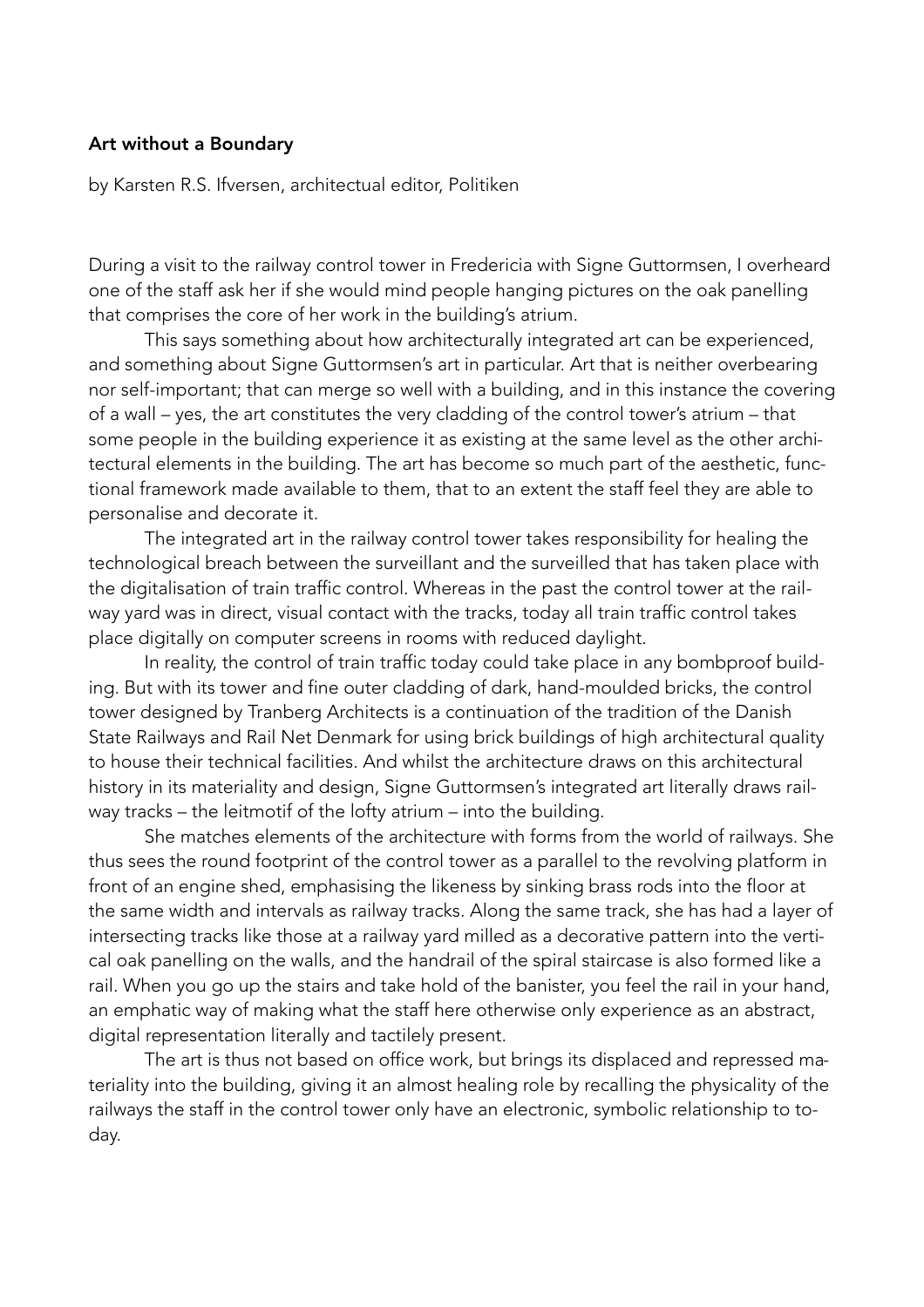**Art without a Boundary**

by Karsten R.S. Ifversen, architectual editor, Politiken

During a visit to the railway control tower in Fredericia with Signe Guttormsen, I overheard one of the staff ask her if she would mind people hanging pictures on the oak panelling that comprises the core of her work in the building's atrium.

This says something about how architecturally integrated art can be experienced, and something about Signe Guttormsen's art in particular. Art that is neither overbearing nor self-important; that can merge so well with a building, and in this instance the covering of a wall – yes, the art constitutes the very cladding of the control tower's atrium – that some people in the building experience it as existing at the same level as the other architectural elements in the building. The art has become so much part of the aesthetic, functional framework made available to them, that to an extent the staff feel they are able to personalise and decorate it.

The integrated art in the railway control tower takes responsibility for healing the technological breach between the surveillant and the surveilled that has taken place with the digitalisation of train traffic control. Whereas in the past the control tower at the railway yard was in direct, visual contact with the tracks, today all train traffic control takes place digitally on computer screens in rooms with reduced daylight.

In reality, the control of train traffic today could take place in any bombproof building. But with its tower and fine outer cladding of dark, hand-moulded bricks, the control tower designed by Tranberg Architects is a continuation of the tradition of the Danish State Railways and Rail Net Denmark for using brick buildings of high architectural quality to house their technical facilities. And whilst the architecture draws on this architectural history in its materiality and design, Signe Guttormsen's integrated art literally draws railway tracks – the leitmotif of the lofty atrium – into the building.

She matches elements of the architecture with forms from the world of railways. She thus sees the round footprint of the control tower as a parallel to the revolving platform in front of an engine shed, emphasising the likeness by sinking brass rods into the floor at the same width and intervals as railway tracks. Along the same track, she has had a layer of intersecting tracks like those at a railway yard milled as a decorative pattern into the vertical oak panelling on the walls, and the handrail of the spiral staircase is also formed like a rail. When you go up the stairs and take hold of the banister, you feel the rail in your hand, an emphatic way of making what the staff here otherwise only experience as an abstract, digital representation literally and tactilely present.

The art is thus not based on office work, but brings its displaced and repressed materiality into the building, giving it an almost healing role by recalling the physicality of the railways the staff in the control tower only have an electronic, symbolic relationship to today.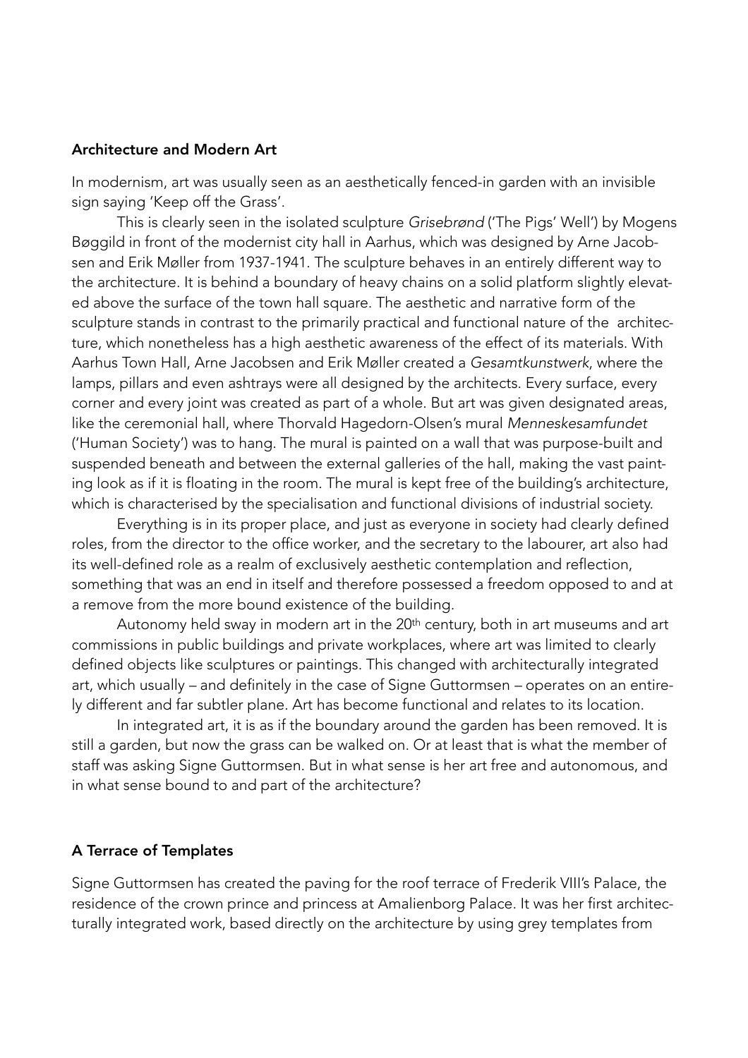## Architecture and Modern Art

In modernism, art was usually seen as an aesthetically fenced-in garden with an invisible sign saying 'Keep off the Grass'.

This is clearly seen in the isolated sculpture *Grisebrønd* ('The Pigs' Well') by Mogens Bøggild in front of the modernist city hall in Aarhus, which was designed by Arne Jacobsen and Erik Møller from 1937-1941. The sculpture behaves in an entirely different way to the architecture. It is behind a boundary of heavy chains on a solid platform slightly elevated above the surface of the town hall square. The aesthetic and narrative form of the sculpture stands in contrast to the primarily practical and functional nature of the architecture, which nonetheless has a high aesthetic awareness of the effect of its materials. With Aarhus Town Hall, Arne Jacobsen and Erik Møller created a *Gesamtkunstwerk*, where the lamps, pillars and even ashtrays were all designed by the architects. Every surface, every corner and every joint was created as part of a whole. But art was given designated areas, like the ceremonial hall, where Thorvald Hagedorn-Olsen's mural *Menneskesamfundet* ('Human Society') was to hang. The mural is painted on a wall that was purpose-built and suspended beneath and between the external galleries of the hall, making the vast painting look as if it is floating in the room. The mural is kept free of the building's architecture, which is characterised by the specialisation and functional divisions of industrial society.

Everything is in its proper place, and just as everyone in society had clearly defined roles, from the director to the office worker, and the secretary to the labourer, art also had its well-defined role as a realm of exclusively aesthetic contemplation and reflection, something that was an end in itself and therefore possessed a freedom opposed to and at a remove from the more bound existence of the building.

Autonomy held sway in modern art in the 20th century, both in art museums and art commissions in public buildings and private workplaces, where art was limited to clearly defined objects like sculptures or paintings. This changed with architecturally integrated art, which usually – and definitely in the case of Signe Guttormsen – operates on an entirely different and far subtler plane. Art has become functional and relates to its location.

In integrated art, it is as if the boundary around the garden has been removed. It is still a garden, but now the grass can be walked on. Or at least that is what the member of staff was asking Signe Guttormsen. But in what sense is her art free and autonomous, and in what sense bound to and part of the architecture?

## A Terrace of Templates

Signe Guttormsen has created the paving for the roof terrace of Frederik VIII's Palace, the residence of the crown prince and princess at Amalienborg Palace. It was her first architecturally integrated work, based directly on the architecture by using grey templates from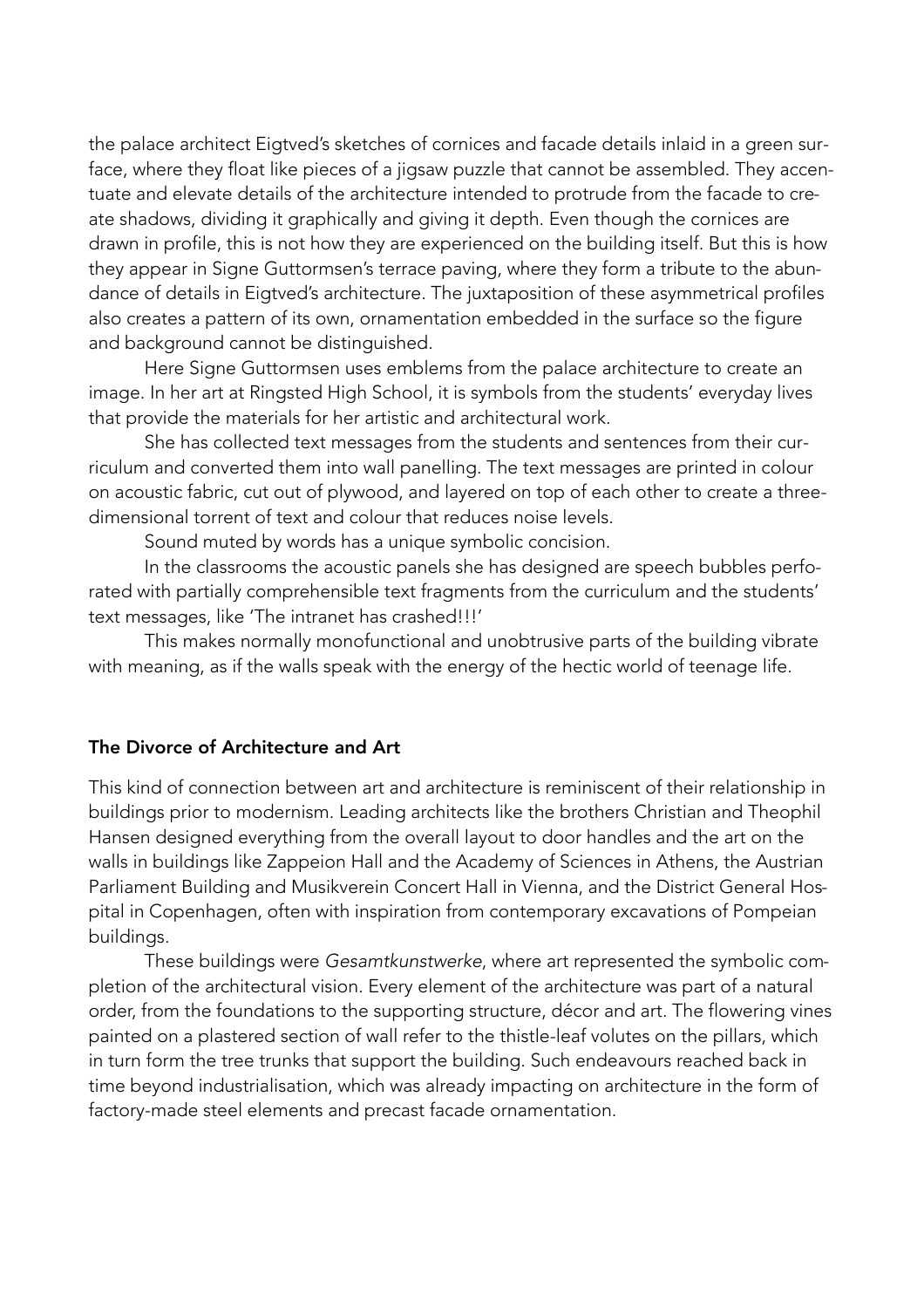the palace architect Eigtved's sketches of cornices and facade details inlaid in a green surface, where they float like pieces of a jigsaw puzzle that cannot be assembled. They accentuate and elevate details of the architecture intended to protrude from the facade to create shadows, dividing it graphically and giving it depth. Even though the cornices are drawn in profile, this is not how they are experienced on the building itself. But this is how they appear in Signe Guttormsen's terrace paving, where they form a tribute to the abundance of details in Eigtved's architecture. The juxtaposition of these asymmetrical profiles also creates a pattern of its own, ornamentation embedded in the surface so the figure and background cannot be distinguished.

Here Signe Guttormsen uses emblems from the palace architecture to create an image. In her art at Ringsted High School, it is symbols from the students' everyday lives that provide the materials for her artistic and architectural work.

She has collected text messages from the students and sentences from their curriculum and converted them into wall panelling. The text messages are printed in colour on acoustic fabric, cut out of plywood, and layered on top of each other to create a three-dimensional torrent of text and colour that reduces noise levels.

Sound muted by words has a unique symbolic concision.

In the classrooms the acoustic panels she has designed are speech bubbles perforated with partially comprehensible text fragments from the curriculum and the students' text messages, like 'The intranet has crashed!!!'

This makes normally monofunctional and unobtrusive parts of the building vibrate with meaning, as if the walls speak with the energy of the hectic world of teenage life.

## The Divorce of Architecture and Art

This kind of connection between art and architecture is reminiscent of their relationship in buildings prior to modernism. Leading architects like the brothers Christian and Theophil Hansen designed everything from the overall layout to door handles and the art on the walls in buildings like Zappeion Hall and the Academy of Sciences in Athens, the Austrian Parliament Building and Musikverein Concert Hall in Vienna, and the District General Hospital in Copenhagen, often with inspiration from contemporary excavations of Pompeian buildings.

These buildings were *Gesamtkunstwerke*, where art represented the symbolic completion of the architectural vision. Every element of the architecture was part of a natural order, from the foundations to the supporting structure, décor and art. The flowering vines painted on a plastered section of wall refer to the thistle-leaf volutes on the pillars, which in turn form the tree trunks that support the building. Such endeavours reached back in time beyond industrialisation, which was already impacting on architecture in the form of factory-made steel elements and precast facade ornamentation.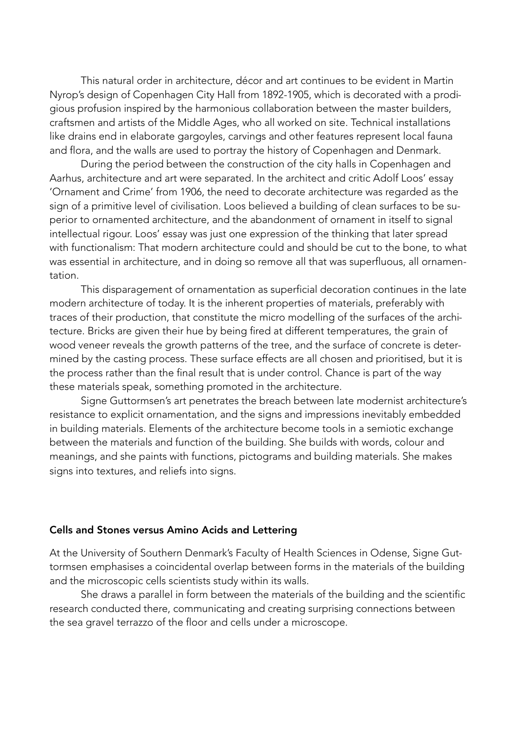This natural order in architecture, décor and art continues to be evident in Martin Nyrop's design of Copenhagen City Hall from 1892-1905, which is decorated with a prodigious profusion inspired by the harmonious collaboration between the master builders, craftsmen and artists of the Middle Ages, who all worked on site. Technical installations like drains end in elaborate gargoyles, carvings and other features represent local fauna and flora, and the walls are used to portray the history of Copenhagen and Denmark.

During the period between the construction of the city halls in Copenhagen and Aarhus, architecture and art were separated. In the architect and critic Adolf Loos' essay 'Ornament and Crime' from 1906, the need to decorate architecture was regarded as the sign of a primitive level of civilisation. Loos believed a building of clean surfaces to be superior to ornamented architecture, and the abandonment of ornament in itself to signal intellectual rigour. Loos' essay was just one expression of the thinking that later spread with functionalism: That modern architecture could and should be cut to the bone, to what was essential in architecture, and in doing so remove all that was superfluous, all ornamentation.

This disparagement of ornamentation as superficial decoration continues in the late modern architecture of today. It is the inherent properties of materials, preferably with traces of their production, that constitute the micro modelling of the surfaces of the architecture. Bricks are given their hue by being fired at different temperatures, the grain of wood veneer reveals the growth patterns of the tree, and the surface of concrete is determined by the casting process. These surface effects are all chosen and prioritised, but it is the process rather than the final result that is under control. Chance is part of the way these materials speak, something promoted in the architecture.

Signe Guttormsen's art penetrates the breach between late modernist architecture's resistance to explicit ornamentation, and the signs and impressions inevitably embedded in building materials. Elements of the architecture become tools in a semiotic exchange between the materials and function of the building. She builds with words, colour and meanings, and she paints with functions, pictograms and building materials. She makes signs into textures, and reliefs into signs.

**Cells and Stones versus Amino Acids and Lettering**

At the University of Southern Denmark's Faculty of Health Sciences in Odense, Signe Guttormsen emphasises a coincidental overlap between forms in the materials of the building and the microscopic cells scientists study within its walls.

She draws a parallel in form between the materials of the building and the scientific research conducted there, communicating and creating surprising connections between the sea gravel terrazzo of the floor and cells under a microscope.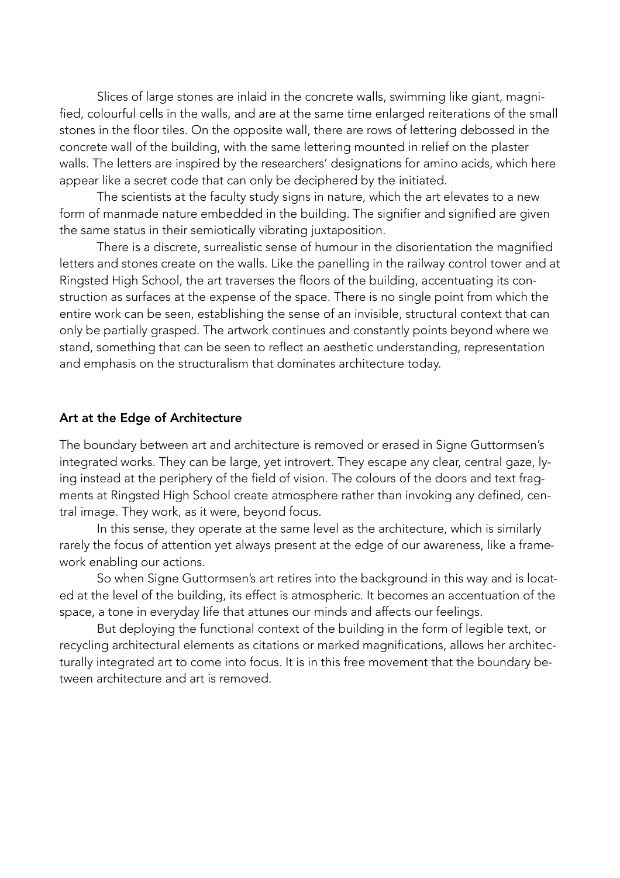Slices of large stones are inlaid in the concrete walls, swimming like giant, magnified, colourful cells in the walls, and are at the same time enlarged reiterations of the small stones in the floor tiles. On the opposite wall, there are rows of lettering debossed in the concrete wall of the building, with the same lettering mounted in relief on the plaster walls. The letters are inspired by the researchers' designations for amino acids, which here appear like a secret code that can only be deciphered by the initiated.

The scientists at the faculty study signs in nature, which the art elevates to a new form of manmade nature embedded in the building. The signifier and signified are given the same status in their semiotically vibrating juxtaposition.

There is a discrete, surrealistic sense of humour in the disorientation the magnified letters and stones create on the walls. Like the panelling in the railway control tower and at Ringsted High School, the art traverses the floors of the building, accentuating its construction as surfaces at the expense of the space. There is no single point from which the entire work can be seen, establishing the sense of an invisible, structural context that can only be partially grasped. The artwork continues and constantly points beyond where we stand, something that can be seen to reflect an aesthetic understanding, representation and emphasis on the structuralism that dominates architecture today.

### Art at the Edge of Architecture

The boundary between art and architecture is removed or erased in Signe Guttormsen's integrated works. They can be large, yet introvert. They escape any clear, central gaze, lying instead at the periphery of the field of vision. The colours of the doors and text fragments at Ringsted High School create atmosphere rather than invoking any defined, central image. They work, as it were, beyond focus.

In this sense, they operate at the same level as the architecture, which is similarly rarely the focus of attention yet always present at the edge of our awareness, like a framework enabling our actions.

So when Signe Guttormsen's art retires into the background in this way and is located at the level of the building, its effect is atmospheric. It becomes an accentuation of the space, a tone in everyday life that attunes our minds and affects our feelings.

But deploying the functional context of the building in the form of legible text, or recycling architectural elements as citations or marked magnifications, allows her architecturally integrated art to come into focus. It is in this free movement that the boundary between architecture and art is removed.